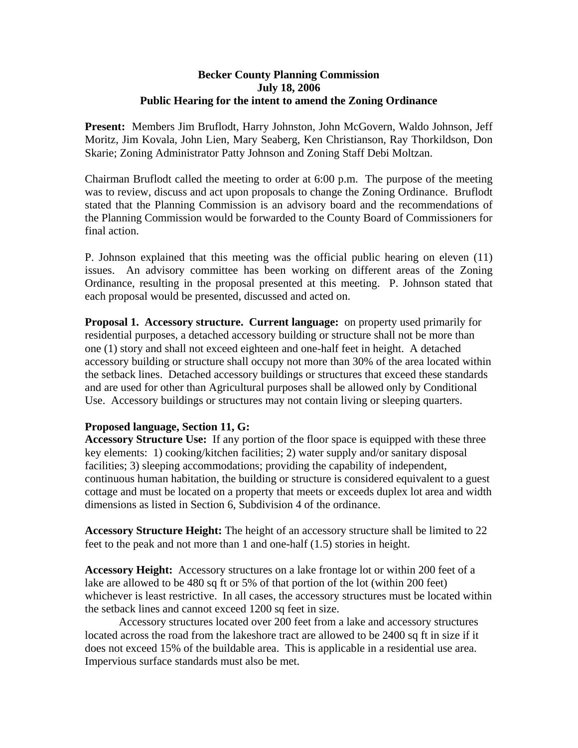# Becker County Planning Commission
## July 18, 2006
## Public Hearing for the intent to amend the Zoning Ordinance

**Present:** Members Jim Bruflodt, Harry Johnston, John McGovern, Waldo Johnson, Jeff Moritz, Jim Kovala, John Lien, Mary Seaberg, Ken Christianson, Ray Thorkildson, Don Skarie; Zoning Administrator Patty Johnson and Zoning Staff Debi Moltzan.

Chairman Bruflodt called the meeting to order at 6:00 p.m. The purpose of the meeting was to review, discuss and act upon proposals to change the Zoning Ordinance. Bruflodt stated that the Planning Commission is an advisory board and the recommendations of the Planning Commission would be forwarded to the County Board of Commissioners for final action.

P. Johnson explained that this meeting was the official public hearing on eleven (11) issues. An advisory committee has been working on different areas of the Zoning Ordinance, resulting in the proposal presented at this meeting. P. Johnson stated that each proposal would be presented, discussed and acted on.

**Proposal 1. Accessory structure. Current language:** on property used primarily for residential purposes, a detached accessory building or structure shall not be more than one (1) story and shall not exceed eighteen and one-half feet in height. A detached accessory building or structure shall occupy not more than 30% of the area located within the setback lines. Detached accessory buildings or structures that exceed these standards and are used for other than Agricultural purposes shall be allowed only by Conditional Use. Accessory buildings or structures may not contain living or sleeping quarters.

**Proposed language, Section 11, G:**

**Accessory Structure Use:** If any portion of the floor space is equipped with these three key elements: 1) cooking/kitchen facilities; 2) water supply and/or sanitary disposal facilities; 3) sleeping accommodations; providing the capability of independent, continuous human habitation, the building or structure is considered equivalent to a guest cottage and must be located on a property that meets or exceeds duplex lot area and width dimensions as listed in Section 6, Subdivision 4 of the ordinance.

**Accessory Structure Height:** The height of an accessory structure shall be limited to 22 feet to the peak and not more than 1 and one-half (1.5) stories in height.

**Accessory Height:** Accessory structures on a lake frontage lot or within 200 feet of a lake are allowed to be 480 sq ft or 5% of that portion of the lot (within 200 feet) whichever is least restrictive. In all cases, the accessory structures must be located within the setback lines and cannot exceed 1200 sq feet in size.

Accessory structures located over 200 feet from a lake and accessory structures located across the road from the lakeshore tract are allowed to be 2400 sq ft in size if it does not exceed 15% of the buildable area. This is applicable in a residential use area. Impervious surface standards must also be met.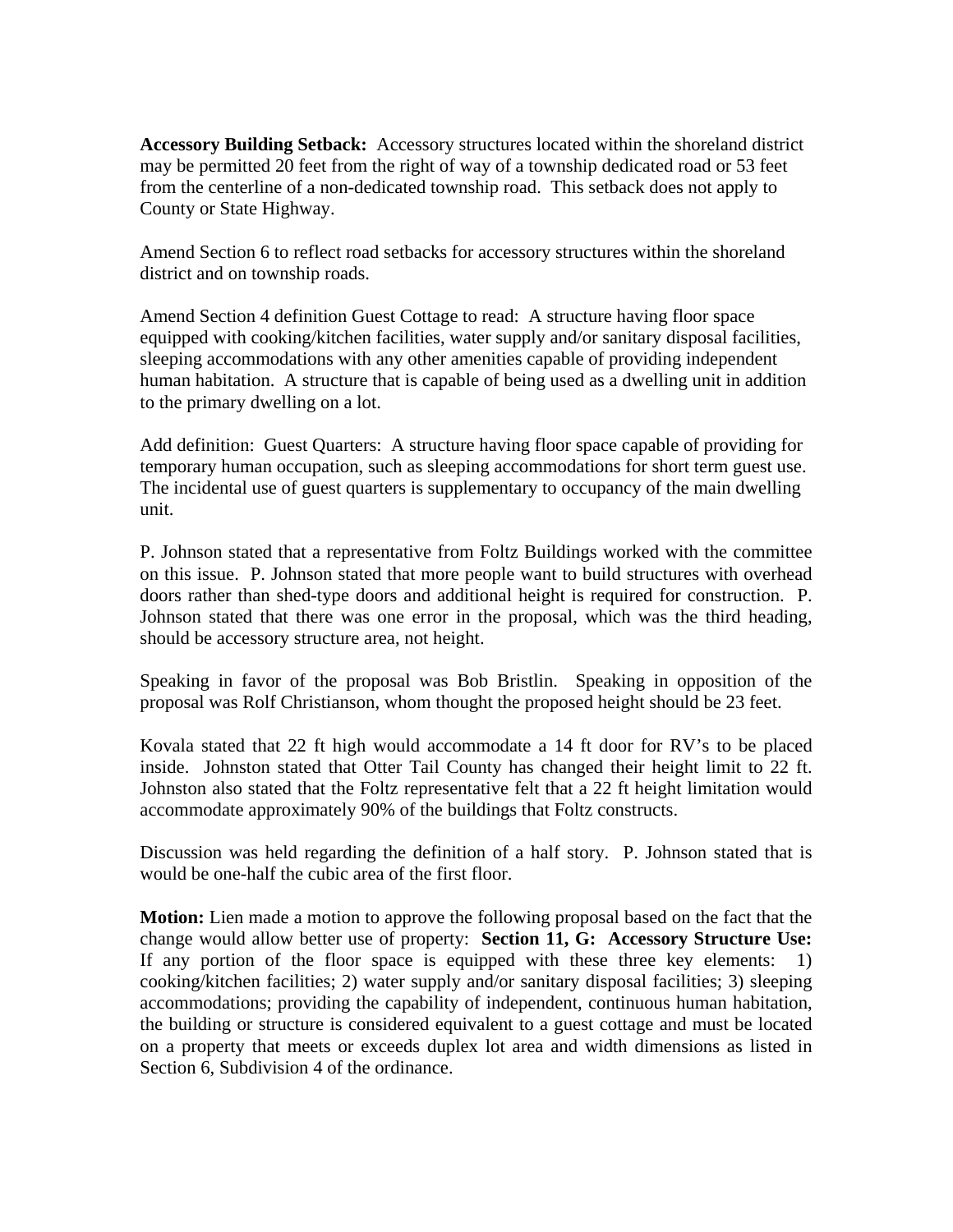**Accessory Building Setback:** Accessory structures located within the shoreland district may be permitted 20 feet from the right of way of a township dedicated road or 53 feet from the centerline of a non-dedicated township road. This setback does not apply to County or State Highway.

Amend Section 6 to reflect road setbacks for accessory structures within the shoreland district and on township roads.

Amend Section 4 definition Guest Cottage to read: A structure having floor space equipped with cooking/kitchen facilities, water supply and/or sanitary disposal facilities, sleeping accommodations with any other amenities capable of providing independent human habitation. A structure that is capable of being used as a dwelling unit in addition to the primary dwelling on a lot.

Add definition: Guest Quarters: A structure having floor space capable of providing for temporary human occupation, such as sleeping accommodations for short term guest use. The incidental use of guest quarters is supplementary to occupancy of the main dwelling unit.

P. Johnson stated that a representative from Foltz Buildings worked with the committee on this issue. P. Johnson stated that more people want to build structures with overhead doors rather than shed-type doors and additional height is required for construction. P. Johnson stated that there was one error in the proposal, which was the third heading, should be accessory structure area, not height.

Speaking in favor of the proposal was Bob Bristlin. Speaking in opposition of the proposal was Rolf Christianson, whom thought the proposed height should be 23 feet.

Kovala stated that 22 ft high would accommodate a 14 ft door for RV's to be placed inside. Johnston stated that Otter Tail County has changed their height limit to 22 ft. Johnston also stated that the Foltz representative felt that a 22 ft height limitation would accommodate approximately 90% of the buildings that Foltz constructs.

Discussion was held regarding the definition of a half story. P. Johnson stated that is would be one-half the cubic area of the first floor.

**Motion:** Lien made a motion to approve the following proposal based on the fact that the change would allow better use of property: **Section 11, G: Accessory Structure Use:** If any portion of the floor space is equipped with these three key elements: 1) cooking/kitchen facilities; 2) water supply and/or sanitary disposal facilities; 3) sleeping accommodations; providing the capability of independent, continuous human habitation, the building or structure is considered equivalent to a guest cottage and must be located on a property that meets or exceeds duplex lot area and width dimensions as listed in Section 6, Subdivision 4 of the ordinance.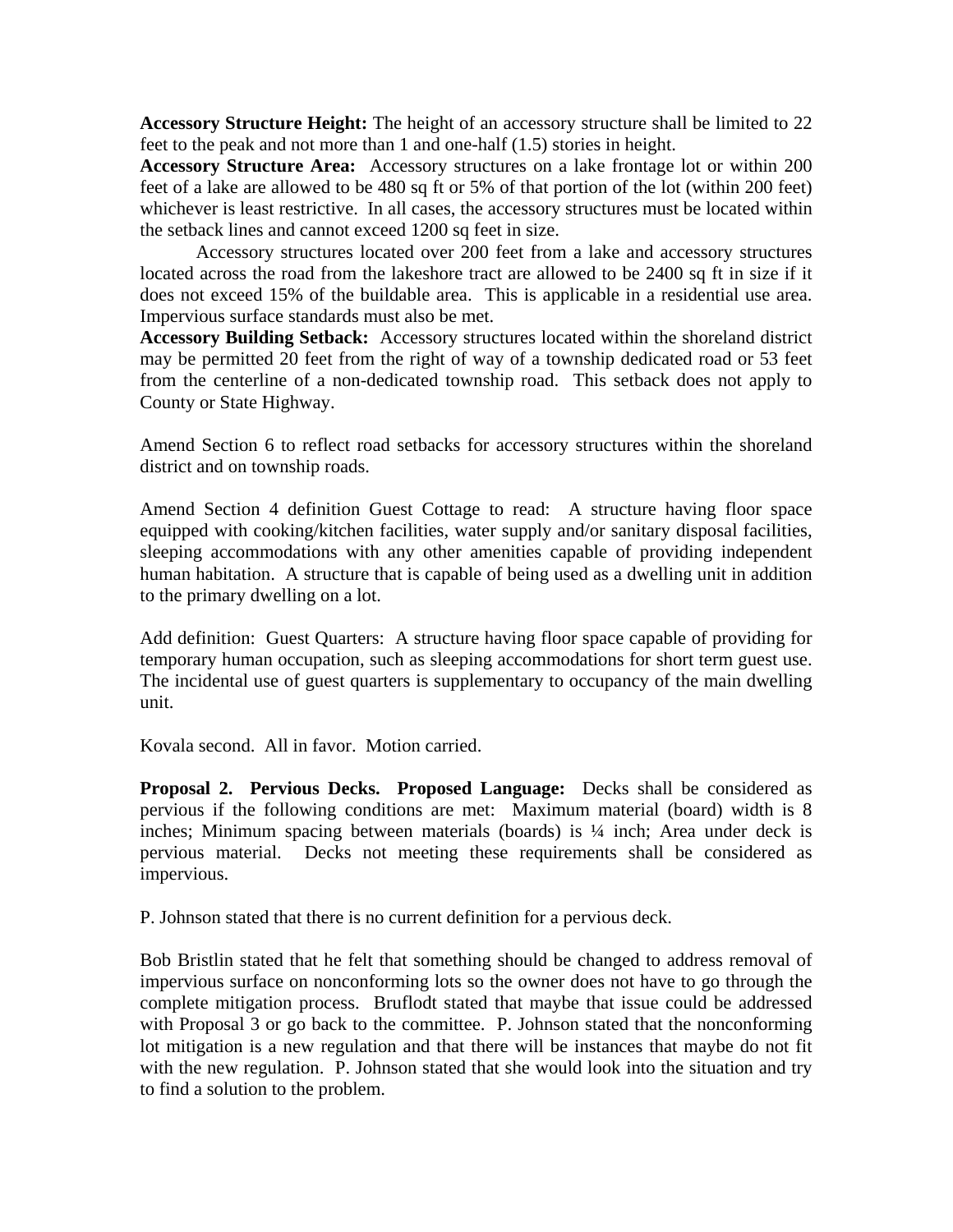**Accessory Structure Height:** The height of an accessory structure shall be limited to 22 feet to the peak and not more than 1 and one-half (1.5) stories in height.
**Accessory Structure Area:** Accessory structures on a lake frontage lot or within 200 feet of a lake are allowed to be 480 sq ft or 5% of that portion of the lot (within 200 feet) whichever is least restrictive. In all cases, the accessory structures must be located within the setback lines and cannot exceed 1200 sq feet in size.

Accessory structures located over 200 feet from a lake and accessory structures located across the road from the lakeshore tract are allowed to be 2400 sq ft in size if it does not exceed 15% of the buildable area. This is applicable in a residential use area. Impervious surface standards must also be met.
**Accessory Building Setback:** Accessory structures located within the shoreland district may be permitted 20 feet from the right of way of a township dedicated road or 53 feet from the centerline of a non-dedicated township road. This setback does not apply to County or State Highway.

Amend Section 6 to reflect road setbacks for accessory structures within the shoreland district and on township roads.

Amend Section 4 definition Guest Cottage to read: A structure having floor space equipped with cooking/kitchen facilities, water supply and/or sanitary disposal facilities, sleeping accommodations with any other amenities capable of providing independent human habitation. A structure that is capable of being used as a dwelling unit in addition to the primary dwelling on a lot.

Add definition: Guest Quarters: A structure having floor space capable of providing for temporary human occupation, such as sleeping accommodations for short term guest use. The incidental use of guest quarters is supplementary to occupancy of the main dwelling unit.

Kovala second. All in favor. Motion carried.

**Proposal 2. Pervious Decks. Proposed Language:** Decks shall be considered as pervious if the following conditions are met: Maximum material (board) width is 8 inches; Minimum spacing between materials (boards) is ¼ inch; Area under deck is pervious material. Decks not meeting these requirements shall be considered as impervious.

P. Johnson stated that there is no current definition for a pervious deck.

Bob Bristlin stated that he felt that something should be changed to address removal of impervious surface on nonconforming lots so the owner does not have to go through the complete mitigation process. Bruflodt stated that maybe that issue could be addressed with Proposal 3 or go back to the committee. P. Johnson stated that the nonconforming lot mitigation is a new regulation and that there will be instances that maybe do not fit with the new regulation. P. Johnson stated that she would look into the situation and try to find a solution to the problem.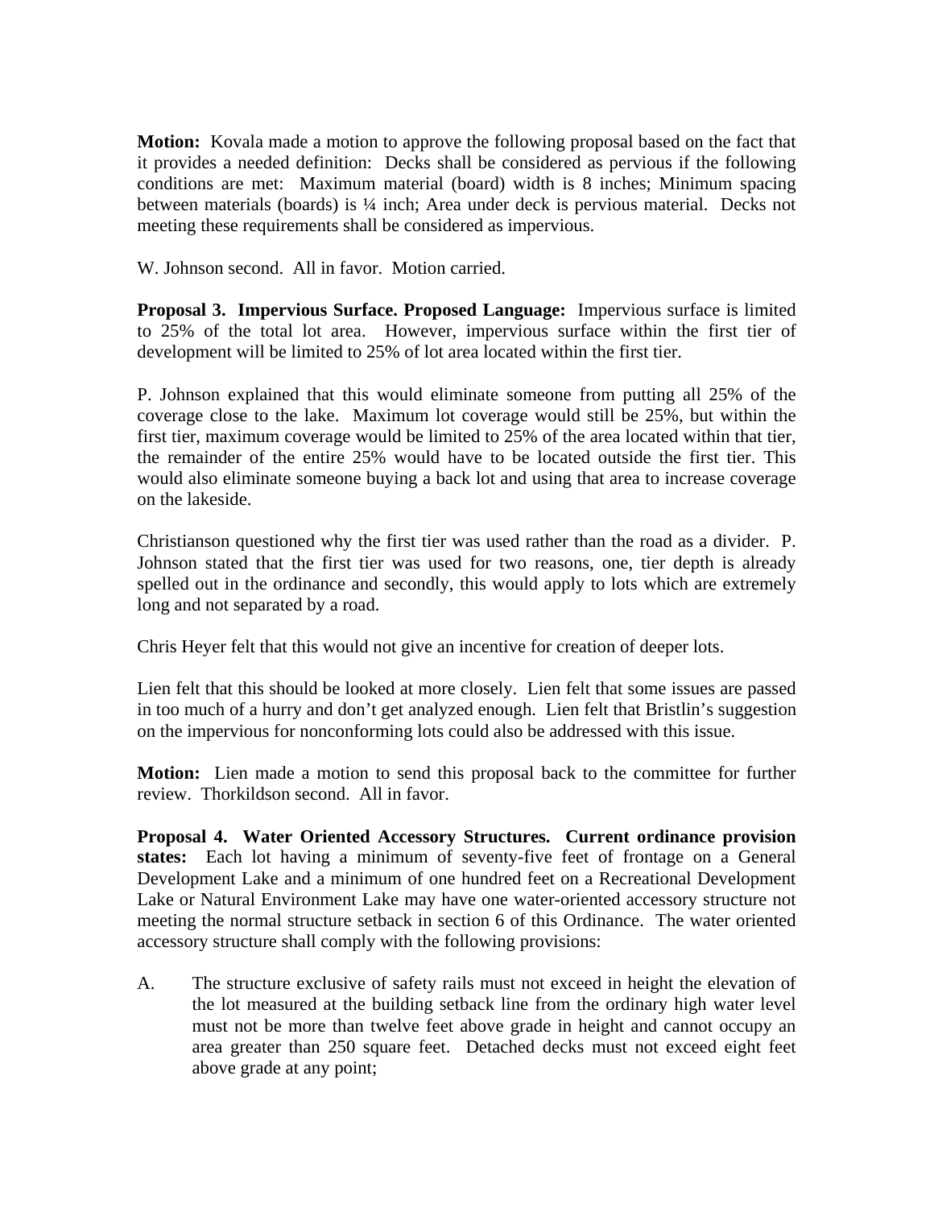**Motion:** Kovala made a motion to approve the following proposal based on the fact that it provides a needed definition: Decks shall be considered as pervious if the following conditions are met: Maximum material (board) width is 8 inches; Minimum spacing between materials (boards) is ¼ inch; Area under deck is pervious material. Decks not meeting these requirements shall be considered as impervious.

W. Johnson second. All in favor. Motion carried.

**Proposal 3. Impervious Surface. Proposed Language:** Impervious surface is limited to 25% of the total lot area. However, impervious surface within the first tier of development will be limited to 25% of lot area located within the first tier.

P. Johnson explained that this would eliminate someone from putting all 25% of the coverage close to the lake. Maximum lot coverage would still be 25%, but within the first tier, maximum coverage would be limited to 25% of the area located within that tier, the remainder of the entire 25% would have to be located outside the first tier. This would also eliminate someone buying a back lot and using that area to increase coverage on the lakeside.

Christianson questioned why the first tier was used rather than the road as a divider. P. Johnson stated that the first tier was used for two reasons, one, tier depth is already spelled out in the ordinance and secondly, this would apply to lots which are extremely long and not separated by a road.

Chris Heyer felt that this would not give an incentive for creation of deeper lots.

Lien felt that this should be looked at more closely. Lien felt that some issues are passed in too much of a hurry and don't get analyzed enough. Lien felt that Bristlin's suggestion on the impervious for nonconforming lots could also be addressed with this issue.

**Motion:** Lien made a motion to send this proposal back to the committee for further review. Thorkildson second. All in favor.

**Proposal 4. Water Oriented Accessory Structures. Current ordinance provision states:** Each lot having a minimum of seventy-five feet of frontage on a General Development Lake and a minimum of one hundred feet on a Recreational Development Lake or Natural Environment Lake may have one water-oriented accessory structure not meeting the normal structure setback in section 6 of this Ordinance. The water oriented accessory structure shall comply with the following provisions:

A. The structure exclusive of safety rails must not exceed in height the elevation of the lot measured at the building setback line from the ordinary high water level must not be more than twelve feet above grade in height and cannot occupy an area greater than 250 square feet. Detached decks must not exceed eight feet above grade at any point;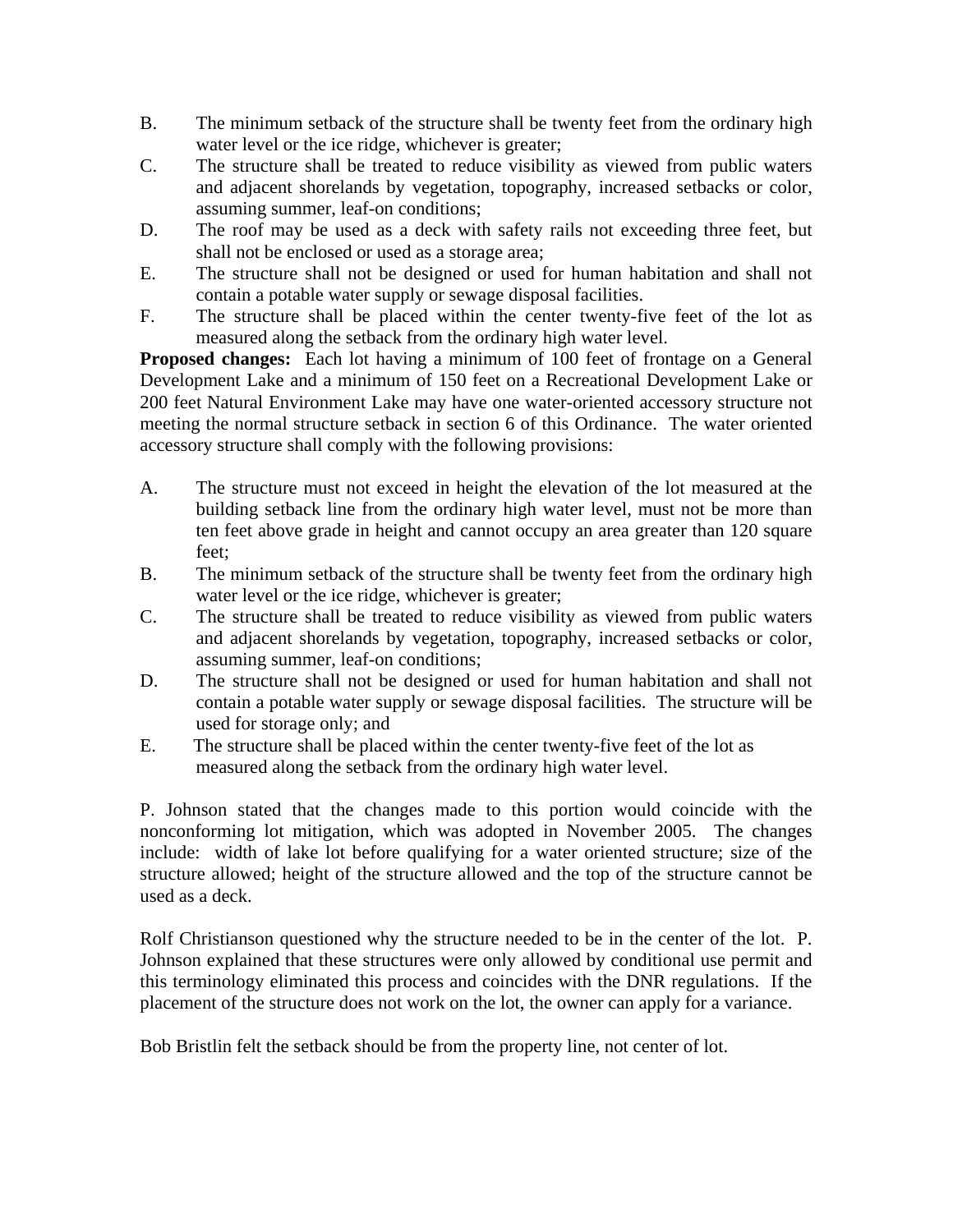B. The minimum setback of the structure shall be twenty feet from the ordinary high water level or the ice ridge, whichever is greater;

C. The structure shall be treated to reduce visibility as viewed from public waters and adjacent shorelands by vegetation, topography, increased setbacks or color, assuming summer, leaf-on conditions;

D. The roof may be used as a deck with safety rails not exceeding three feet, but shall not be enclosed or used as a storage area;

E. The structure shall not be designed or used for human habitation and shall not contain a potable water supply or sewage disposal facilities.

F. The structure shall be placed within the center twenty-five feet of the lot as measured along the setback from the ordinary high water level.

**Proposed changes:** Each lot having a minimum of 100 feet of frontage on a General Development Lake and a minimum of 150 feet on a Recreational Development Lake or 200 feet Natural Environment Lake may have one water-oriented accessory structure not meeting the normal structure setback in section 6 of this Ordinance. The water oriented accessory structure shall comply with the following provisions:

A. The structure must not exceed in height the elevation of the lot measured at the building setback line from the ordinary high water level, must not be more than ten feet above grade in height and cannot occupy an area greater than 120 square feet;

B. The minimum setback of the structure shall be twenty feet from the ordinary high water level or the ice ridge, whichever is greater;

C. The structure shall be treated to reduce visibility as viewed from public waters and adjacent shorelands by vegetation, topography, increased setbacks or color, assuming summer, leaf-on conditions;

D. The structure shall not be designed or used for human habitation and shall not contain a potable water supply or sewage disposal facilities. The structure will be used for storage only; and

E. The structure shall be placed within the center twenty-five feet of the lot as measured along the setback from the ordinary high water level.

P. Johnson stated that the changes made to this portion would coincide with the nonconforming lot mitigation, which was adopted in November 2005. The changes include: width of lake lot before qualifying for a water oriented structure; size of the structure allowed; height of the structure allowed and the top of the structure cannot be used as a deck.

Rolf Christianson questioned why the structure needed to be in the center of the lot. P. Johnson explained that these structures were only allowed by conditional use permit and this terminology eliminated this process and coincides with the DNR regulations. If the placement of the structure does not work on the lot, the owner can apply for a variance.

Bob Bristlin felt the setback should be from the property line, not center of lot.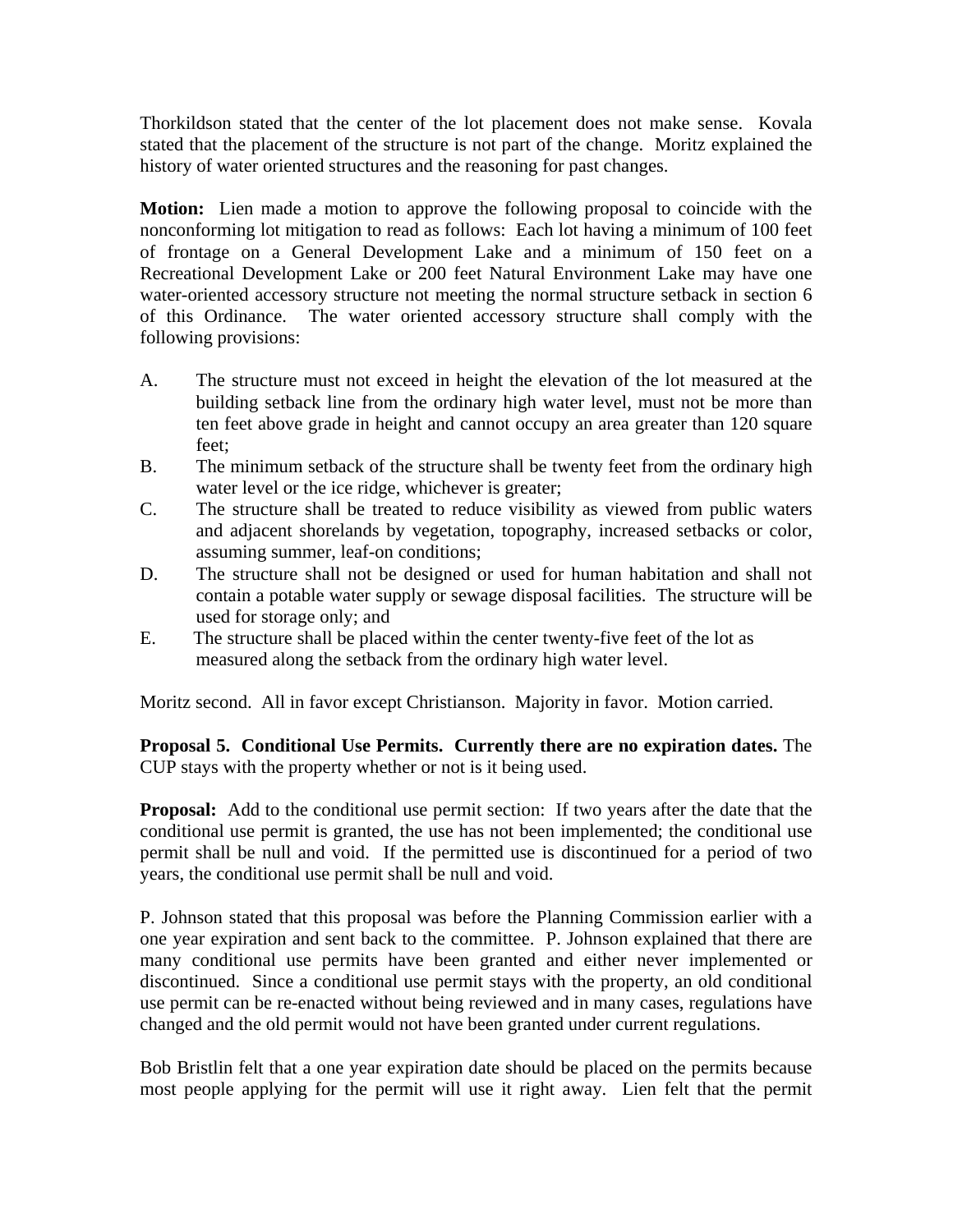Thorkildson stated that the center of the lot placement does not make sense. Kovala stated that the placement of the structure is not part of the change. Moritz explained the history of water oriented structures and the reasoning for past changes.

**Motion:** Lien made a motion to approve the following proposal to coincide with the nonconforming lot mitigation to read as follows: Each lot having a minimum of 100 feet of frontage on a General Development Lake and a minimum of 150 feet on a Recreational Development Lake or 200 feet Natural Environment Lake may have one water-oriented accessory structure not meeting the normal structure setback in section 6 of this Ordinance. The water oriented accessory structure shall comply with the following provisions:

A. The structure must not exceed in height the elevation of the lot measured at the building setback line from the ordinary high water level, must not be more than ten feet above grade in height and cannot occupy an area greater than 120 square feet;
B. The minimum setback of the structure shall be twenty feet from the ordinary high water level or the ice ridge, whichever is greater;
C. The structure shall be treated to reduce visibility as viewed from public waters and adjacent shorelands by vegetation, topography, increased setbacks or color, assuming summer, leaf-on conditions;
D. The structure shall not be designed or used for human habitation and shall not contain a potable water supply or sewage disposal facilities. The structure will be used for storage only; and
E. The structure shall be placed within the center twenty-five feet of the lot as measured along the setback from the ordinary high water level.

Moritz second. All in favor except Christianson. Majority in favor. Motion carried.

**Proposal 5. Conditional Use Permits. Currently there are no expiration dates.** The CUP stays with the property whether or not is it being used.

**Proposal:** Add to the conditional use permit section: If two years after the date that the conditional use permit is granted, the use has not been implemented; the conditional use permit shall be null and void. If the permitted use is discontinued for a period of two years, the conditional use permit shall be null and void.

P. Johnson stated that this proposal was before the Planning Commission earlier with a one year expiration and sent back to the committee. P. Johnson explained that there are many conditional use permits have been granted and either never implemented or discontinued. Since a conditional use permit stays with the property, an old conditional use permit can be re-enacted without being reviewed and in many cases, regulations have changed and the old permit would not have been granted under current regulations.

Bob Bristlin felt that a one year expiration date should be placed on the permits because most people applying for the permit will use it right away. Lien felt that the permit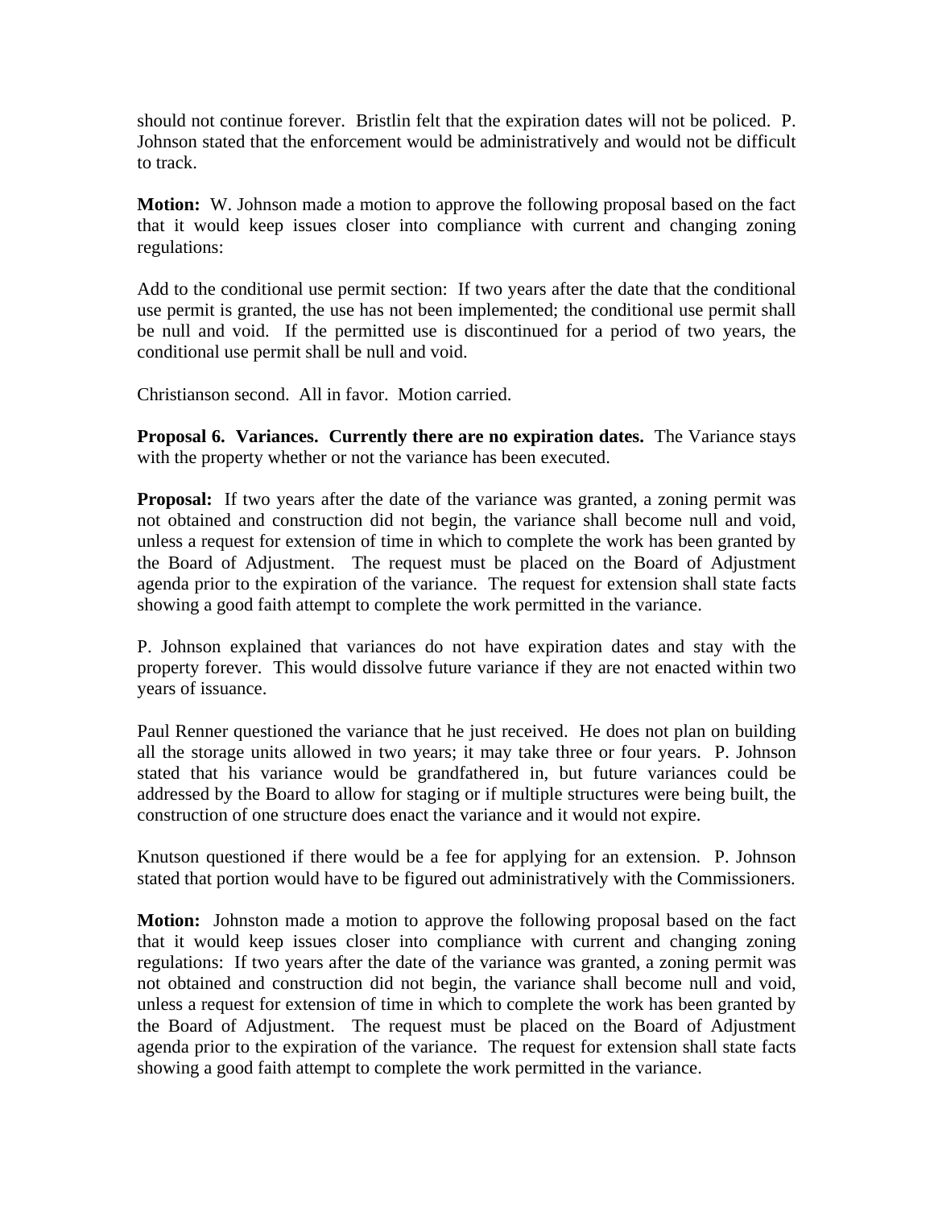should not continue forever. Bristlin felt that the expiration dates will not be policed. P. Johnson stated that the enforcement would be administratively and would not be difficult to track.

**Motion:** W. Johnson made a motion to approve the following proposal based on the fact that it would keep issues closer into compliance with current and changing zoning regulations:

Add to the conditional use permit section: If two years after the date that the conditional use permit is granted, the use has not been implemented; the conditional use permit shall be null and void. If the permitted use is discontinued for a period of two years, the conditional use permit shall be null and void.

Christianson second. All in favor. Motion carried.

**Proposal 6. Variances. Currently there are no expiration dates.** The Variance stays with the property whether or not the variance has been executed.

**Proposal:** If two years after the date of the variance was granted, a zoning permit was not obtained and construction did not begin, the variance shall become null and void, unless a request for extension of time in which to complete the work has been granted by the Board of Adjustment. The request must be placed on the Board of Adjustment agenda prior to the expiration of the variance. The request for extension shall state facts showing a good faith attempt to complete the work permitted in the variance.

P. Johnson explained that variances do not have expiration dates and stay with the property forever. This would dissolve future variance if they are not enacted within two years of issuance.

Paul Renner questioned the variance that he just received. He does not plan on building all the storage units allowed in two years; it may take three or four years. P. Johnson stated that his variance would be grandfathered in, but future variances could be addressed by the Board to allow for staging or if multiple structures were being built, the construction of one structure does enact the variance and it would not expire.

Knutson questioned if there would be a fee for applying for an extension. P. Johnson stated that portion would have to be figured out administratively with the Commissioners.

**Motion:** Johnston made a motion to approve the following proposal based on the fact that it would keep issues closer into compliance with current and changing zoning regulations: If two years after the date of the variance was granted, a zoning permit was not obtained and construction did not begin, the variance shall become null and void, unless a request for extension of time in which to complete the work has been granted by the Board of Adjustment. The request must be placed on the Board of Adjustment agenda prior to the expiration of the variance. The request for extension shall state facts showing a good faith attempt to complete the work permitted in the variance.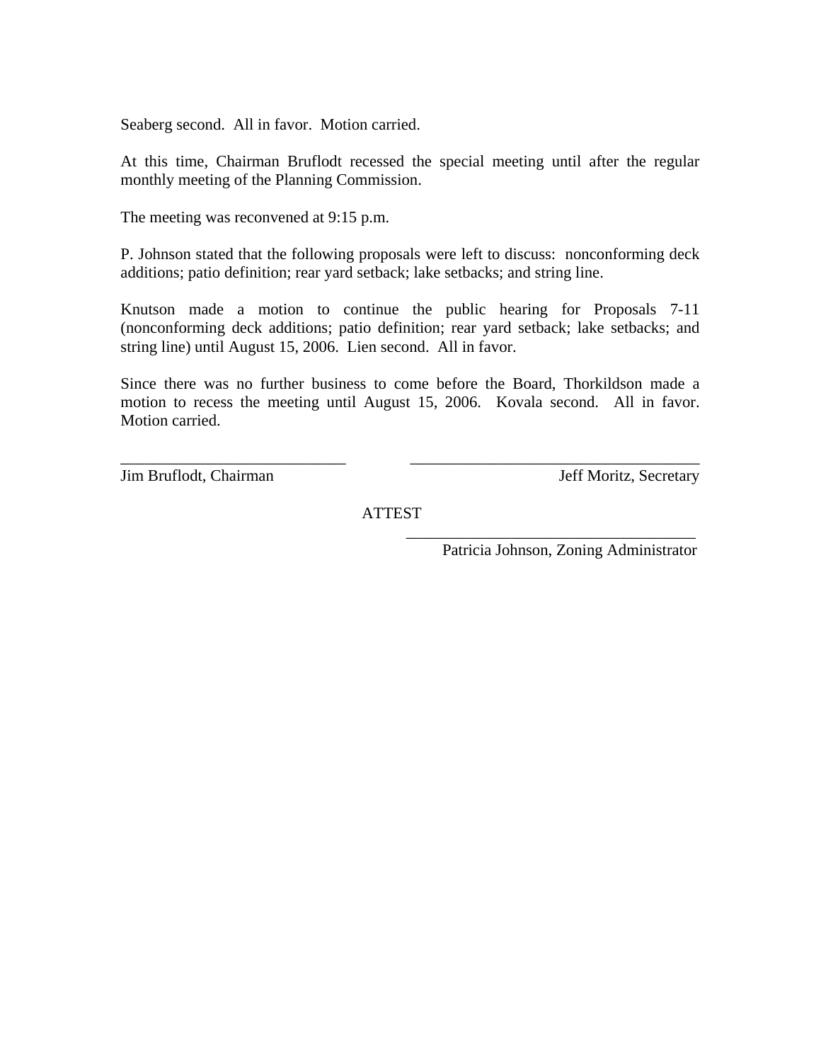Seaberg second. All in favor. Motion carried.

At this time, Chairman Bruflodt recessed the special meeting until after the regular monthly meeting of the Planning Commission.

The meeting was reconvened at 9:15 p.m.

P. Johnson stated that the following proposals were left to discuss: nonconforming deck additions; patio definition; rear yard setback; lake setbacks; and string line.

Knutson made a motion to continue the public hearing for Proposals 7-11 (nonconforming deck additions; patio definition; rear yard setback; lake setbacks; and string line) until August 15, 2006. Lien second. All in favor.

Since there was no further business to come before the Board, Thorkildson made a motion to recess the meeting until August 15, 2006. Kovala second. All in favor. Motion carried.

\_\_\_\_\_\_\_\_\_\_\_\_\_\_\_\_\_\_\_\_\_\_\_\_\_\_\_\_ \_\_\_\_\_\_\_\_\_\_\_\_\_\_\_\_\_\_\_\_\_\_\_\_\_\_\_\_\_\_\_\_\_\_\_\_

Jim Bruflodt, Chairman Jeff Moritz, Secretary

ATTEST

\_\_\_\_\_\_\_\_\_\_\_\_\_\_\_\_\_\_\_\_\_\_\_\_\_\_\_\_\_\_\_\_\_\_\_\_

Patricia Johnson, Zoning Administrator